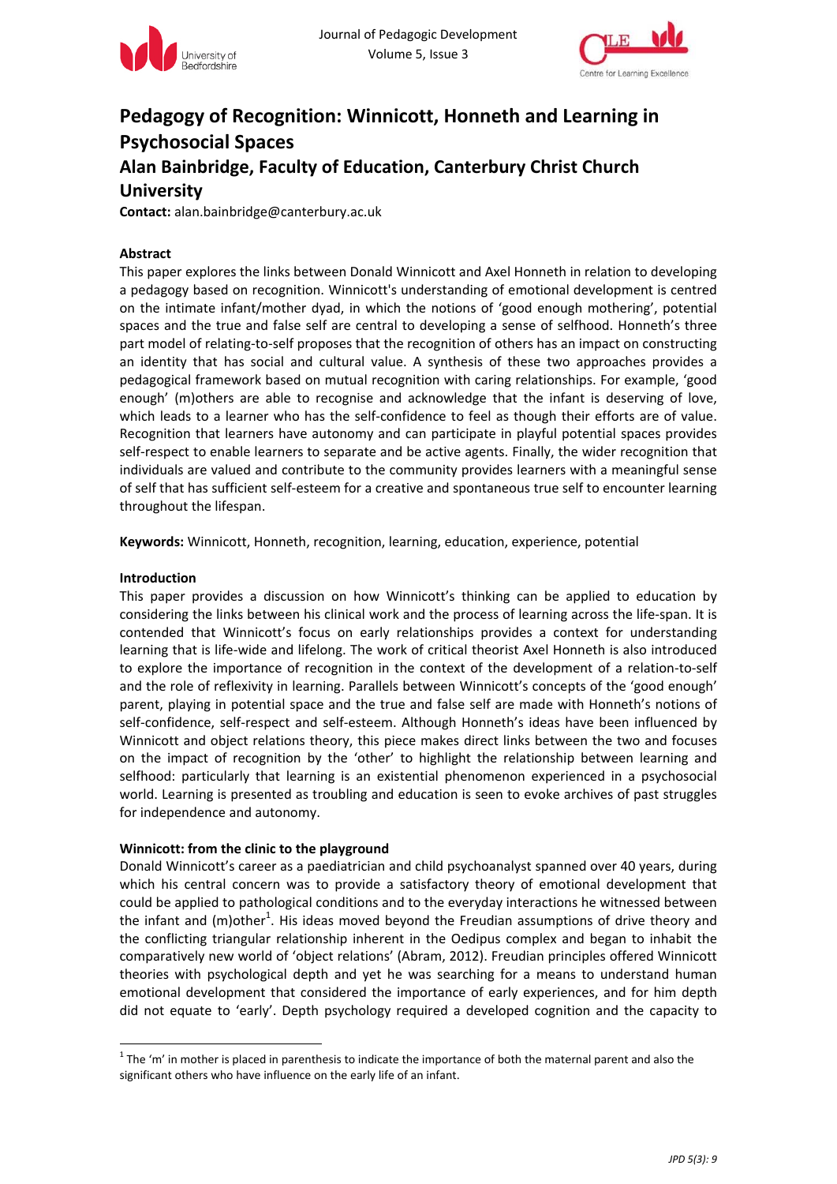# Pedagogy of Recognition: Winnicott, Honneth and Learning in Psychosocial Spaces

## Alan Bainbridge, Faculty of Education, Canterbury Christ Church University

**Contact:** alan.bainbridge@canterbury.ac.uk

### Abstract

This paper explores the links between Donald Winnicott and Axel Honneth in relation to developing a pedagogy based on recognition. Winnicott's understanding of emotional development is centred on the intimate infant/mother dyad, in which the notions of 'good enough mothering', potential spaces and the true and false self are central to developing a sense of selfhood. Honneth's three part model of relating-to-self proposes that the recognition of others has an impact on constructing an identity that has social and cultural value. A synthesis of these two approaches provides a pedagogical framework based on mutual recognition with caring relationships. For example, 'good enough' (m)others are able to recognise and acknowledge that the infant is deserving of love, which leads to a learner who has the self-confidence to feel as though their efforts are of value. Recognition that learners have autonomy and can participate in playful potential spaces provides self-respect to enable learners to separate and be active agents. Finally, the wider recognition that individuals are valued and contribute to the community provides learners with a meaningful sense of self that has sufficient self-esteem for a creative and spontaneous true self to encounter learning throughout the lifespan.

**Keywords:** Winnicott, Honneth, recognition, learning, education, experience, potential

### Introduction

This paper provides a discussion on how Winnicott's thinking can be applied to education by considering the links between his clinical work and the process of learning across the life-span. It is contended that Winnicott's focus on early relationships provides a context for understanding learning that is life-wide and lifelong. The work of critical theorist Axel Honneth is also introduced to explore the importance of recognition in the context of the development of a relation-to-self and the role of reflexivity in learning. Parallels between Winnicott's concepts of the 'good enough' parent, playing in potential space and the true and false self are made with Honneth's notions of self-confidence, self-respect and self-esteem. Although Honneth's ideas have been influenced by Winnicott and object relations theory, this piece makes direct links between the two and focuses on the impact of recognition by the 'other' to highlight the relationship between learning and selfhood: particularly that learning is an existential phenomenon experienced in a psychosocial world. Learning is presented as troubling and education is seen to evoke archives of past struggles for independence and autonomy.

### Winnicott: from the clinic to the playground

Donald Winnicott's career as a paediatrician and child psychoanalyst spanned over 40 years, during which his central concern was to provide a satisfactory theory of emotional development that could be applied to pathological conditions and to the everyday interactions he witnessed between the infant and (m)other[1]. His ideas moved beyond the Freudian assumptions of drive theory and the conflicting triangular relationship inherent in the Oedipus complex and began to inhabit the comparatively new world of 'object relations' (Abram, 2012). Freudian principles offered Winnicott theories with psychological depth and yet he was searching for a means to understand human emotional development that considered the importance of early experiences, and for him depth did not equate to 'early'. Depth psychology required a developed cognition and the capacity to

---

[1] The 'm' in mother is placed in parenthesis to indicate the importance of both the maternal parent and also the significant others who have influence on the early life of an infant.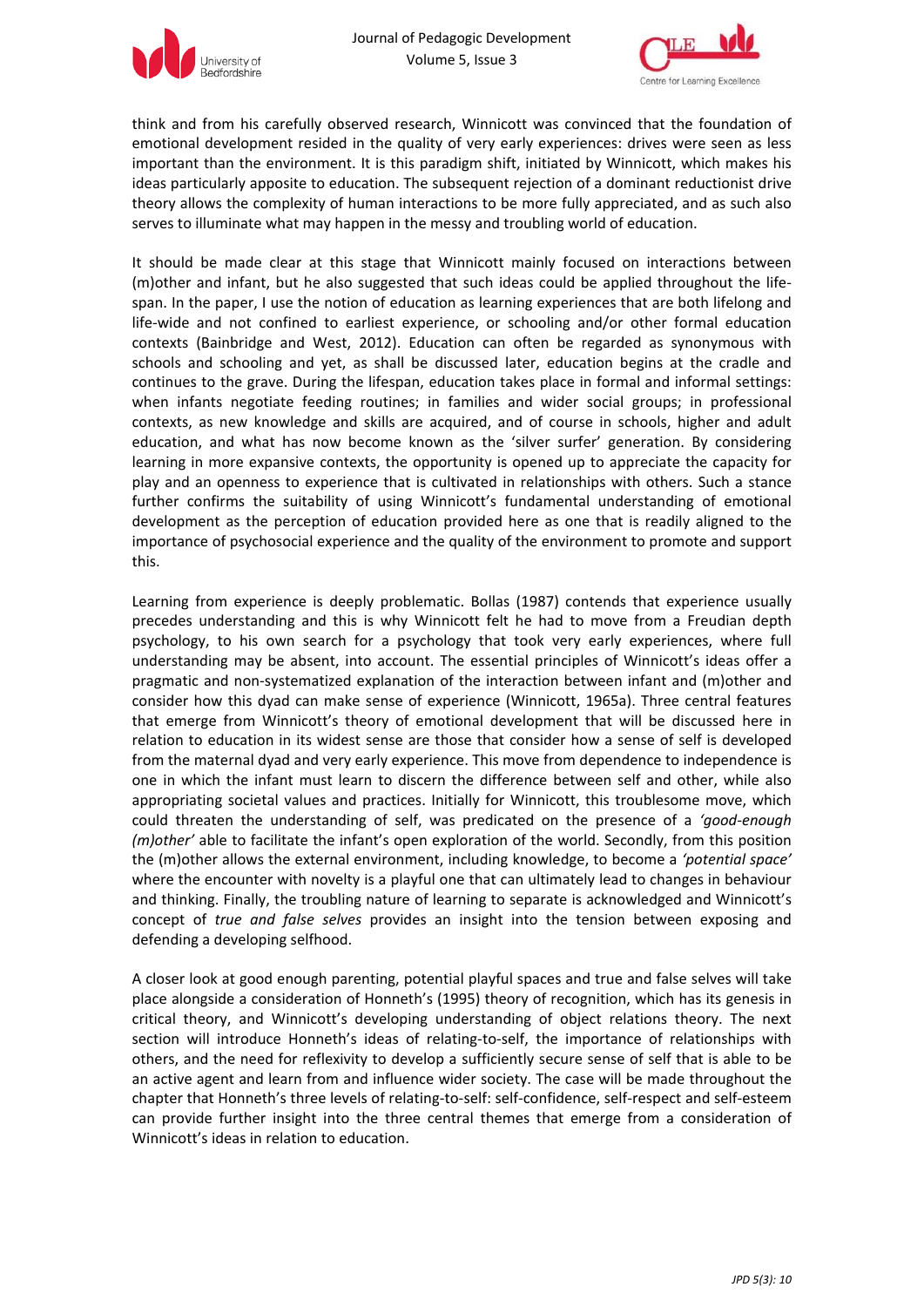think and from his carefully observed research, Winnicott was convinced that the foundation of emotional development resided in the quality of very early experiences: drives were seen as less important than the environment. It is this paradigm shift, initiated by Winnicott, which makes his ideas particularly apposite to education. The subsequent rejection of a dominant reductionist drive theory allows the complexity of human interactions to be more fully appreciated, and as such also serves to illuminate what may happen in the messy and troubling world of education.

It should be made clear at this stage that Winnicott mainly focused on interactions between (m)other and infant, but he also suggested that such ideas could be applied throughout the life-span. In the paper, I use the notion of education as learning experiences that are both lifelong and life-wide and not confined to earliest experience, or schooling and/or other formal education contexts (Bainbridge and West, 2012). Education can often be regarded as synonymous with schools and schooling and yet, as shall be discussed later, education begins at the cradle and continues to the grave. During the lifespan, education takes place in formal and informal settings: when infants negotiate feeding routines; in families and wider social groups; in professional contexts, as new knowledge and skills are acquired, and of course in schools, higher and adult education, and what has now become known as the 'silver surfer' generation. By considering learning in more expansive contexts, the opportunity is opened up to appreciate the capacity for play and an openness to experience that is cultivated in relationships with others. Such a stance further confirms the suitability of using Winnicott's fundamental understanding of emotional development as the perception of education provided here as one that is readily aligned to the importance of psychosocial experience and the quality of the environment to promote and support this.

Learning from experience is deeply problematic. Bollas (1987) contends that experience usually precedes understanding and this is why Winnicott felt he had to move from a Freudian depth psychology, to his own search for a psychology that took very early experiences, where full understanding may be absent, into account. The essential principles of Winnicott's ideas offer a pragmatic and non-systematized explanation of the interaction between infant and (m)other and consider how this dyad can make sense of experience (Winnicott, 1965a). Three central features that emerge from Winnicott's theory of emotional development that will be discussed here in relation to education in its widest sense are those that consider how a sense of self is developed from the maternal dyad and very early experience. This move from dependence to independence is one in which the infant must learn to discern the difference between self and other, while also appropriating societal values and practices. Initially for Winnicott, this troublesome move, which could threaten the understanding of self, was predicated on the presence of a *'good-enough (m)other'* able to facilitate the infant's open exploration of the world. Secondly, from this position the (m)other allows the external environment, including knowledge, to become a *'potential space'* where the encounter with novelty is a playful one that can ultimately lead to changes in behaviour and thinking. Finally, the troubling nature of learning to separate is acknowledged and Winnicott's concept of *true and false selves* provides an insight into the tension between exposing and defending a developing selfhood.

A closer look at good enough parenting, potential playful spaces and true and false selves will take place alongside a consideration of Honneth's (1995) theory of recognition, which has its genesis in critical theory, and Winnicott's developing understanding of object relations theory. The next section will introduce Honneth's ideas of relating-to-self, the importance of relationships with others, and the need for reflexivity to develop a sufficiently secure sense of self that is able to be an active agent and learn from and influence wider society. The case will be made throughout the chapter that Honneth's three levels of relating-to-self: self-confidence, self-respect and self-esteem can provide further insight into the three central themes that emerge from a consideration of Winnicott's ideas in relation to education.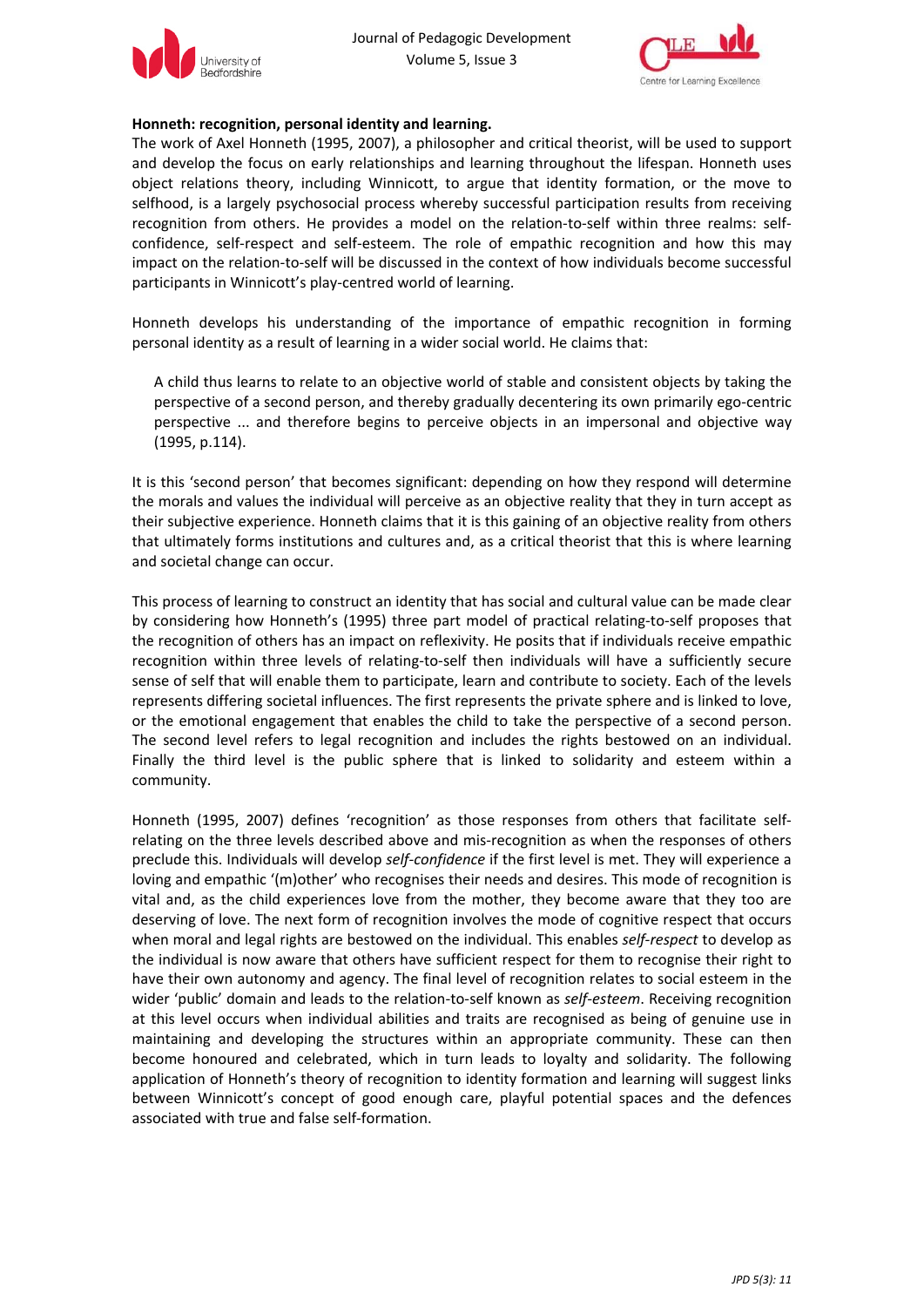**Honneth: recognition, personal identity and learning.**

The work of Axel Honneth (1995, 2007), a philosopher and critical theorist, will be used to support and develop the focus on early relationships and learning throughout the lifespan. Honneth uses object relations theory, including Winnicott, to argue that identity formation, or the move to selfhood, is a largely psychosocial process whereby successful participation results from receiving recognition from others. He provides a model on the relation-to-self within three realms: self-confidence, self-respect and self-esteem. The role of empathic recognition and how this may impact on the relation-to-self will be discussed in the context of how individuals become successful participants in Winnicott's play-centred world of learning.

Honneth develops his understanding of the importance of empathic recognition in forming personal identity as a result of learning in a wider social world. He claims that:

> A child thus learns to relate to an objective world of stable and consistent objects by taking the perspective of a second person, and thereby gradually decentering its own primarily ego-centric perspective ... and therefore begins to perceive objects in an impersonal and objective way (1995, p.114).

It is this 'second person' that becomes significant: depending on how they respond will determine the morals and values the individual will perceive as an objective reality that they in turn accept as their subjective experience. Honneth claims that it is this gaining of an objective reality from others that ultimately forms institutions and cultures and, as a critical theorist that this is where learning and societal change can occur.

This process of learning to construct an identity that has social and cultural value can be made clear by considering how Honneth's (1995) three part model of practical relating-to-self proposes that the recognition of others has an impact on reflexivity. He posits that if individuals receive empathic recognition within three levels of relating-to-self then individuals will have a sufficiently secure sense of self that will enable them to participate, learn and contribute to society. Each of the levels represents differing societal influences. The first represents the private sphere and is linked to love, or the emotional engagement that enables the child to take the perspective of a second person. The second level refers to legal recognition and includes the rights bestowed on an individual. Finally the third level is the public sphere that is linked to solidarity and esteem within a community.

Honneth (1995, 2007) defines 'recognition' as those responses from others that facilitate self-relating on the three levels described above and mis-recognition as when the responses of others preclude this. Individuals will develop *self-confidence* if the first level is met. They will experience a loving and empathic '(m)other' who recognises their needs and desires. This mode of recognition is vital and, as the child experiences love from the mother, they become aware that they too are deserving of love. The next form of recognition involves the mode of cognitive respect that occurs when moral and legal rights are bestowed on the individual. This enables *self-respect* to develop as the individual is now aware that others have sufficient respect for them to recognise their right to have their own autonomy and agency. The final level of recognition relates to social esteem in the wider 'public' domain and leads to the relation-to-self known as *self-esteem*. Receiving recognition at this level occurs when individual abilities and traits are recognised as being of genuine use in maintaining and developing the structures within an appropriate community. These can then become honoured and celebrated, which in turn leads to loyalty and solidarity. The following application of Honneth's theory of recognition to identity formation and learning will suggest links between Winnicott's concept of good enough care, playful potential spaces and the defences associated with true and false self-formation.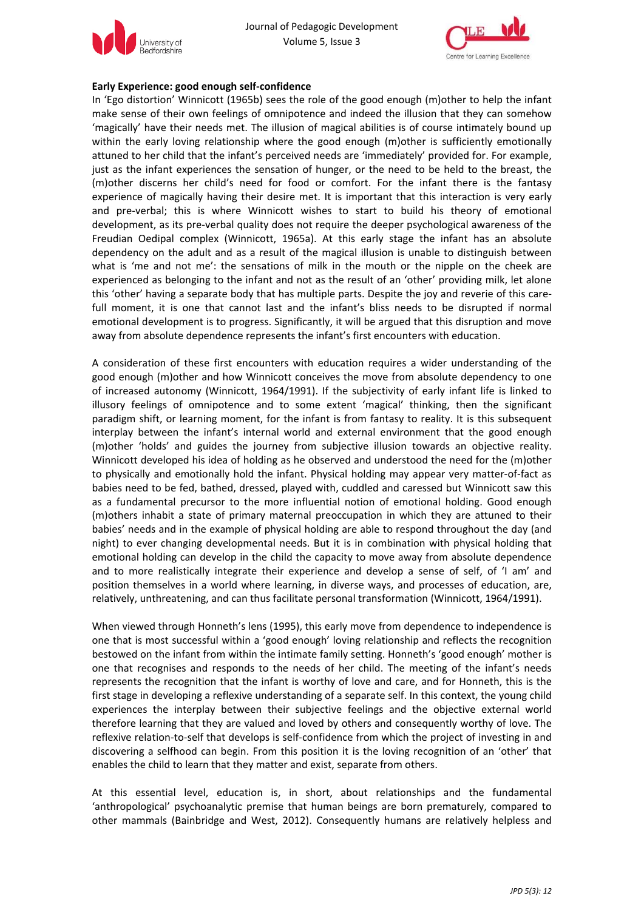**Early Experience: good enough self-confidence**

In 'Ego distortion' Winnicott (1965b) sees the role of the good enough (m)other to help the infant make sense of their own feelings of omnipotence and indeed the illusion that they can somehow 'magically' have their needs met. The illusion of magical abilities is of course intimately bound up within the early loving relationship where the good enough (m)other is sufficiently emotionally attuned to her child that the infant's perceived needs are 'immediately' provided for. For example, just as the infant experiences the sensation of hunger, or the need to be held to the breast, the (m)other discerns her child's need for food or comfort. For the infant there is the fantasy experience of magically having their desire met. It is important that this interaction is very early and pre-verbal; this is where Winnicott wishes to start to build his theory of emotional development, as its pre-verbal quality does not require the deeper psychological awareness of the Freudian Oedipal complex (Winnicott, 1965a). At this early stage the infant has an absolute dependency on the adult and as a result of the magical illusion is unable to distinguish between what is 'me and not me': the sensations of milk in the mouth or the nipple on the cheek are experienced as belonging to the infant and not as the result of an 'other' providing milk, let alone this 'other' having a separate body that has multiple parts. Despite the joy and reverie of this care-full moment, it is one that cannot last and the infant's bliss needs to be disrupted if normal emotional development is to progress. Significantly, it will be argued that this disruption and move away from absolute dependence represents the infant's first encounters with education.

A consideration of these first encounters with education requires a wider understanding of the good enough (m)other and how Winnicott conceives the move from absolute dependency to one of increased autonomy (Winnicott, 1964/1991). If the subjectivity of early infant life is linked to illusory feelings of omnipotence and to some extent 'magical' thinking, then the significant paradigm shift, or learning moment, for the infant is from fantasy to reality. It is this subsequent interplay between the infant's internal world and external environment that the good enough (m)other 'holds' and guides the journey from subjective illusion towards an objective reality. Winnicott developed his idea of holding as he observed and understood the need for the (m)other to physically and emotionally hold the infant. Physical holding may appear very matter-of-fact as babies need to be fed, bathed, dressed, played with, cuddled and caressed but Winnicott saw this as a fundamental precursor to the more influential notion of emotional holding. Good enough (m)others inhabit a state of primary maternal preoccupation in which they are attuned to their babies' needs and in the example of physical holding are able to respond throughout the day (and night) to ever changing developmental needs. But it is in combination with physical holding that emotional holding can develop in the child the capacity to move away from absolute dependence and to more realistically integrate their experience and develop a sense of self, of 'I am' and position themselves in a world where learning, in diverse ways, and processes of education, are, relatively, unthreatening, and can thus facilitate personal transformation (Winnicott, 1964/1991).

When viewed through Honneth's lens (1995), this early move from dependence to independence is one that is most successful within a 'good enough' loving relationship and reflects the recognition bestowed on the infant from within the intimate family setting. Honneth's 'good enough' mother is one that recognises and responds to the needs of her child. The meeting of the infant's needs represents the recognition that the infant is worthy of love and care, and for Honneth, this is the first stage in developing a reflexive understanding of a separate self. In this context, the young child experiences the interplay between their subjective feelings and the objective external world therefore learning that they are valued and loved by others and consequently worthy of love. The reflexive relation-to-self that develops is self-confidence from which the project of investing in and discovering a selfhood can begin. From this position it is the loving recognition of an 'other' that enables the child to learn that they matter and exist, separate from others.

At this essential level, education is, in short, about relationships and the fundamental 'anthropological' psychoanalytic premise that human beings are born prematurely, compared to other mammals (Bainbridge and West, 2012). Consequently humans are relatively helpless and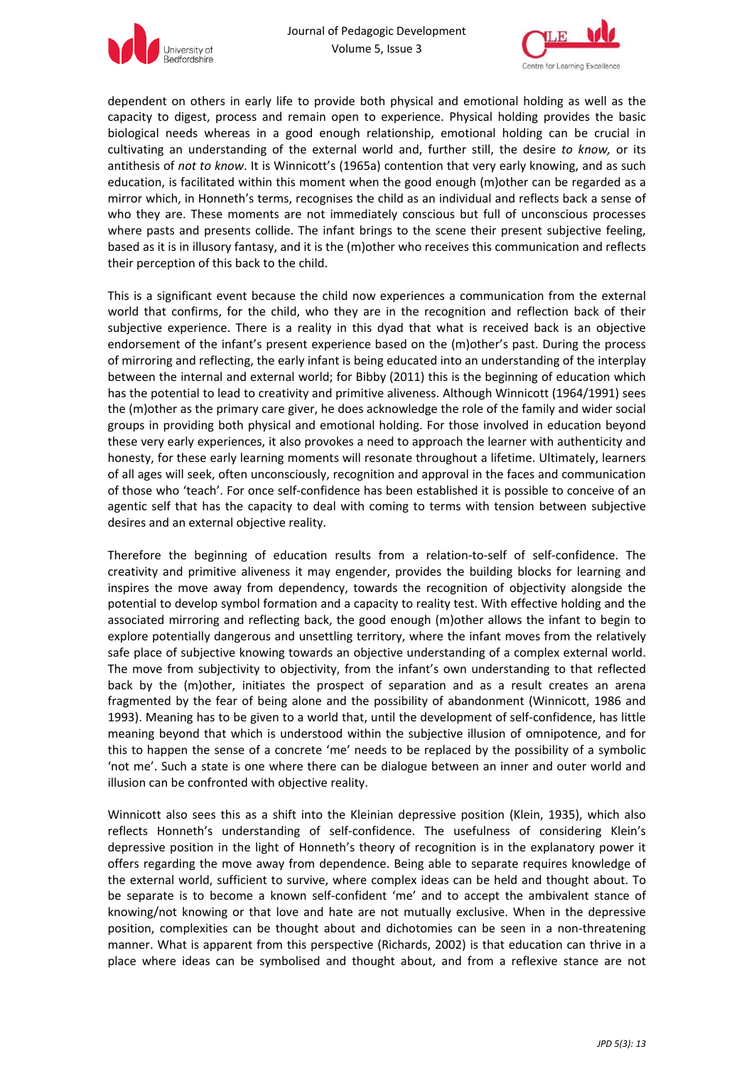dependent on others in early life to provide both physical and emotional holding as well as the capacity to digest, process and remain open to experience. Physical holding provides the basic biological needs whereas in a good enough relationship, emotional holding can be crucial in cultivating an understanding of the external world and, further still, the desire *to know,* or its antithesis of *not to know*. It is Winnicott's (1965a) contention that very early knowing, and as such education, is facilitated within this moment when the good enough (m)other can be regarded as a mirror which, in Honneth's terms, recognises the child as an individual and reflects back a sense of who they are. These moments are not immediately conscious but full of unconscious processes where pasts and presents collide. The infant brings to the scene their present subjective feeling, based as it is in illusory fantasy, and it is the (m)other who receives this communication and reflects their perception of this back to the child.

This is a significant event because the child now experiences a communication from the external world that confirms, for the child, who they are in the recognition and reflection back of their subjective experience. There is a reality in this dyad that what is received back is an objective endorsement of the infant's present experience based on the (m)other's past. During the process of mirroring and reflecting, the early infant is being educated into an understanding of the interplay between the internal and external world; for Bibby (2011) this is the beginning of education which has the potential to lead to creativity and primitive aliveness. Although Winnicott (1964/1991) sees the (m)other as the primary care giver, he does acknowledge the role of the family and wider social groups in providing both physical and emotional holding. For those involved in education beyond these very early experiences, it also provokes a need to approach the learner with authenticity and honesty, for these early learning moments will resonate throughout a lifetime. Ultimately, learners of all ages will seek, often unconsciously, recognition and approval in the faces and communication of those who 'teach'. For once self-confidence has been established it is possible to conceive of an agentic self that has the capacity to deal with coming to terms with tension between subjective desires and an external objective reality.

Therefore the beginning of education results from a relation-to-self of self-confidence. The creativity and primitive aliveness it may engender, provides the building blocks for learning and inspires the move away from dependency, towards the recognition of objectivity alongside the potential to develop symbol formation and a capacity to reality test. With effective holding and the associated mirroring and reflecting back, the good enough (m)other allows the infant to begin to explore potentially dangerous and unsettling territory, where the infant moves from the relatively safe place of subjective knowing towards an objective understanding of a complex external world. The move from subjectivity to objectivity, from the infant's own understanding to that reflected back by the (m)other, initiates the prospect of separation and as a result creates an arena fragmented by the fear of being alone and the possibility of abandonment (Winnicott, 1986 and 1993). Meaning has to be given to a world that, until the development of self-confidence, has little meaning beyond that which is understood within the subjective illusion of omnipotence, and for this to happen the sense of a concrete 'me' needs to be replaced by the possibility of a symbolic 'not me'. Such a state is one where there can be dialogue between an inner and outer world and illusion can be confronted with objective reality.

Winnicott also sees this as a shift into the Kleinian depressive position (Klein, 1935), which also reflects Honneth's understanding of self-confidence. The usefulness of considering Klein's depressive position in the light of Honneth's theory of recognition is in the explanatory power it offers regarding the move away from dependence. Being able to separate requires knowledge of the external world, sufficient to survive, where complex ideas can be held and thought about. To be separate is to become a known self-confident 'me' and to accept the ambivalent stance of knowing/not knowing or that love and hate are not mutually exclusive. When in the depressive position, complexities can be thought about and dichotomies can be seen in a non-threatening manner. What is apparent from this perspective (Richards, 2002) is that education can thrive in a place where ideas can be symbolised and thought about, and from a reflexive stance are not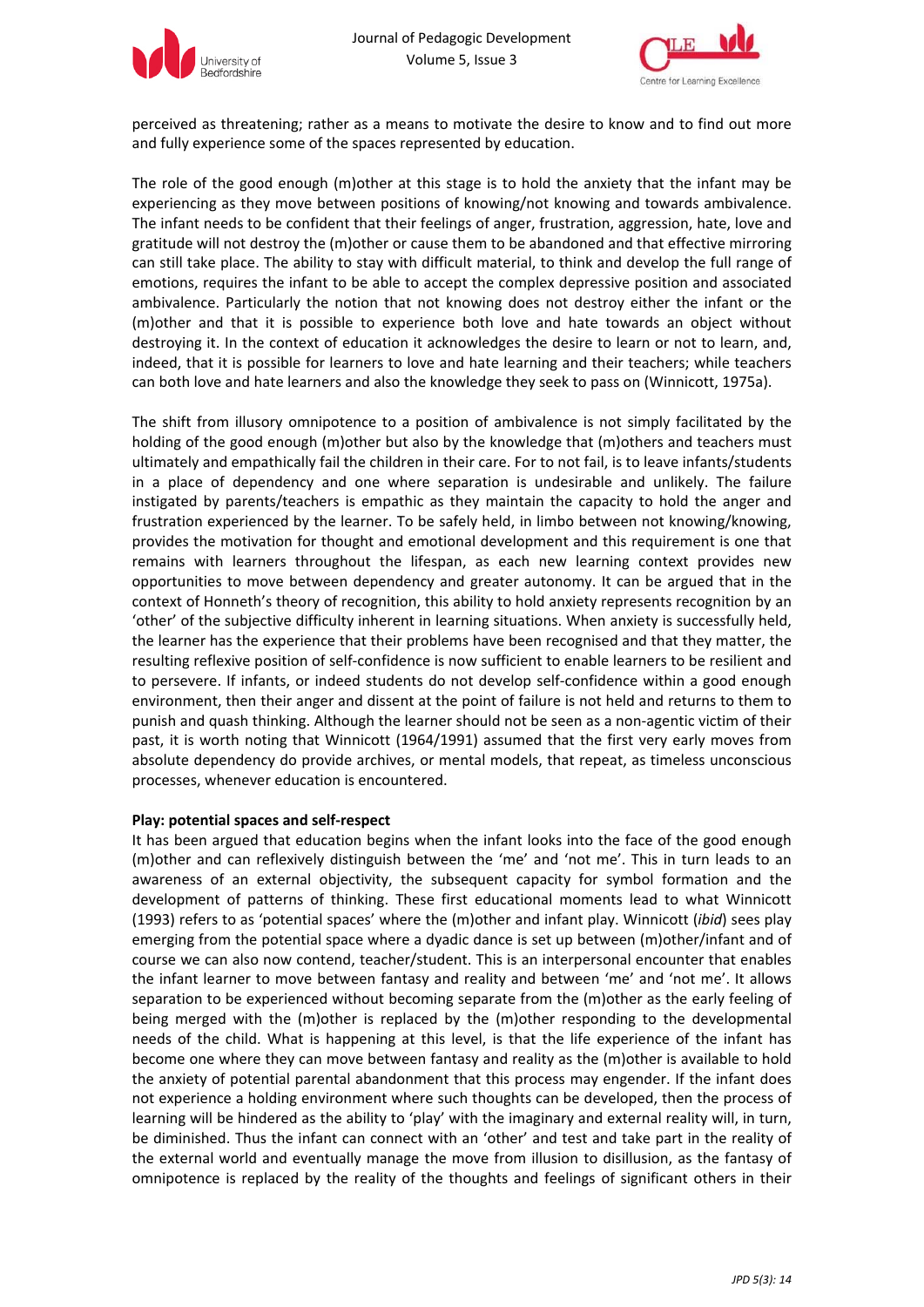perceived as threatening; rather as a means to motivate the desire to know and to find out more and fully experience some of the spaces represented by education.

The role of the good enough (m)other at this stage is to hold the anxiety that the infant may be experiencing as they move between positions of knowing/not knowing and towards ambivalence. The infant needs to be confident that their feelings of anger, frustration, aggression, hate, love and gratitude will not destroy the (m)other or cause them to be abandoned and that effective mirroring can still take place. The ability to stay with difficult material, to think and develop the full range of emotions, requires the infant to be able to accept the complex depressive position and associated ambivalence. Particularly the notion that not knowing does not destroy either the infant or the (m)other and that it is possible to experience both love and hate towards an object without destroying it. In the context of education it acknowledges the desire to learn or not to learn, and, indeed, that it is possible for learners to love and hate learning and their teachers; while teachers can both love and hate learners and also the knowledge they seek to pass on (Winnicott, 1975a).

The shift from illusory omnipotence to a position of ambivalence is not simply facilitated by the holding of the good enough (m)other but also by the knowledge that (m)others and teachers must ultimately and empathically fail the children in their care. For to not fail, is to leave infants/students in a place of dependency and one where separation is undesirable and unlikely. The failure instigated by parents/teachers is empathic as they maintain the capacity to hold the anger and frustration experienced by the learner. To be safely held, in limbo between not knowing/knowing, provides the motivation for thought and emotional development and this requirement is one that remains with learners throughout the lifespan, as each new learning context provides new opportunities to move between dependency and greater autonomy. It can be argued that in the context of Honneth's theory of recognition, this ability to hold anxiety represents recognition by an 'other' of the subjective difficulty inherent in learning situations. When anxiety is successfully held, the learner has the experience that their problems have been recognised and that they matter, the resulting reflexive position of self-confidence is now sufficient to enable learners to be resilient and to persevere. If infants, or indeed students do not develop self-confidence within a good enough environment, then their anger and dissent at the point of failure is not held and returns to them to punish and quash thinking. Although the learner should not be seen as a non-agentic victim of their past, it is worth noting that Winnicott (1964/1991) assumed that the first very early moves from absolute dependency do provide archives, or mental models, that repeat, as timeless unconscious processes, whenever education is encountered.

**Play: potential spaces and self-respect**

It has been argued that education begins when the infant looks into the face of the good enough (m)other and can reflexively distinguish between the 'me' and 'not me'. This in turn leads to an awareness of an external objectivity, the subsequent capacity for symbol formation and the development of patterns of thinking. These first educational moments lead to what Winnicott (1993) refers to as 'potential spaces' where the (m)other and infant play. Winnicott (*ibid*) sees play emerging from the potential space where a dyadic dance is set up between (m)other/infant and of course we can also now contend, teacher/student. This is an interpersonal encounter that enables the infant learner to move between fantasy and reality and between 'me' and 'not me'. It allows separation to be experienced without becoming separate from the (m)other as the early feeling of being merged with the (m)other is replaced by the (m)other responding to the developmental needs of the child. What is happening at this level, is that the life experience of the infant has become one where they can move between fantasy and reality as the (m)other is available to hold the anxiety of potential parental abandonment that this process may engender. If the infant does not experience a holding environment where such thoughts can be developed, then the process of learning will be hindered as the ability to 'play' with the imaginary and external reality will, in turn, be diminished. Thus the infant can connect with an 'other' and test and take part in the reality of the external world and eventually manage the move from illusion to disillusion, as the fantasy of omnipotence is replaced by the reality of the thoughts and feelings of significant others in their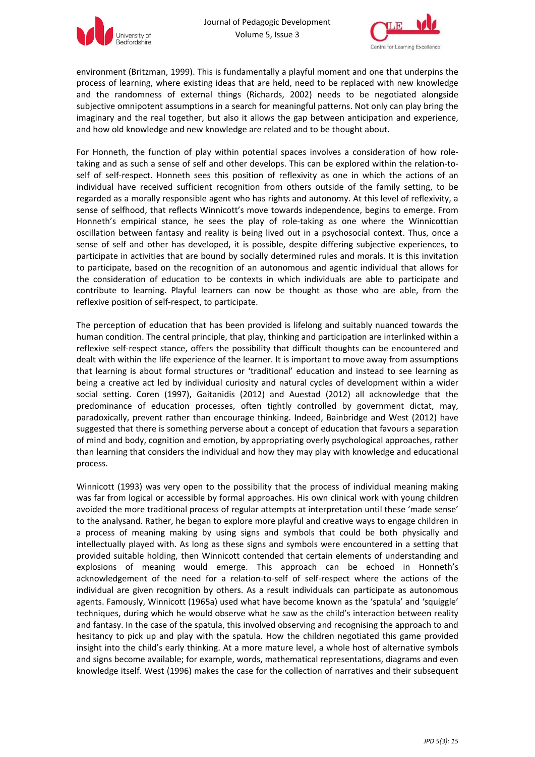environment (Britzman, 1999). This is fundamentally a playful moment and one that underpins the process of learning, where existing ideas that are held, need to be replaced with new knowledge and the randomness of external things (Richards, 2002) needs to be negotiated alongside subjective omnipotent assumptions in a search for meaningful patterns. Not only can play bring the imaginary and the real together, but also it allows the gap between anticipation and experience, and how old knowledge and new knowledge are related and to be thought about.

For Honneth, the function of play within potential spaces involves a consideration of how role-taking and as such a sense of self and other develops. This can be explored within the relation-to-self of self-respect. Honneth sees this position of reflexivity as one in which the actions of an individual have received sufficient recognition from others outside of the family setting, to be regarded as a morally responsible agent who has rights and autonomy. At this level of reflexivity, a sense of selfhood, that reflects Winnicott's move towards independence, begins to emerge. From Honneth's empirical stance, he sees the play of role-taking as one where the Winnicottian oscillation between fantasy and reality is being lived out in a psychosocial context. Thus, once a sense of self and other has developed, it is possible, despite differing subjective experiences, to participate in activities that are bound by socially determined rules and morals. It is this invitation to participate, based on the recognition of an autonomous and agentic individual that allows for the consideration of education to be contexts in which individuals are able to participate and contribute to learning. Playful learners can now be thought as those who are able, from the reflexive position of self-respect, to participate.

The perception of education that has been provided is lifelong and suitably nuanced towards the human condition. The central principle, that play, thinking and participation are interlinked within a reflexive self-respect stance, offers the possibility that difficult thoughts can be encountered and dealt with within the life experience of the learner. It is important to move away from assumptions that learning is about formal structures or 'traditional' education and instead to see learning as being a creative act led by individual curiosity and natural cycles of development within a wider social setting. Coren (1997), Gaitanidis (2012) and Auestad (2012) all acknowledge that the predominance of education processes, often tightly controlled by government dictat, may, paradoxically, prevent rather than encourage thinking. Indeed, Bainbridge and West (2012) have suggested that there is something perverse about a concept of education that favours a separation of mind and body, cognition and emotion, by appropriating overly psychological approaches, rather than learning that considers the individual and how they may play with knowledge and educational process.

Winnicott (1993) was very open to the possibility that the process of individual meaning making was far from logical or accessible by formal approaches. His own clinical work with young children avoided the more traditional process of regular attempts at interpretation until these 'made sense' to the analysand. Rather, he began to explore more playful and creative ways to engage children in a process of meaning making by using signs and symbols that could be both physically and intellectually played with. As long as these signs and symbols were encountered in a setting that provided suitable holding, then Winnicott contended that certain elements of understanding and explosions of meaning would emerge. This approach can be echoed in Honneth's acknowledgement of the need for a relation-to-self of self-respect where the actions of the individual are given recognition by others. As a result individuals can participate as autonomous agents. Famously, Winnicott (1965a) used what have become known as the 'spatula' and 'squiggle' techniques, during which he would observe what he saw as the child's interaction between reality and fantasy. In the case of the spatula, this involved observing and recognising the approach to and hesitancy to pick up and play with the spatula. How the children negotiated this game provided insight into the child's early thinking. At a more mature level, a whole host of alternative symbols and signs become available; for example, words, mathematical representations, diagrams and even knowledge itself. West (1996) makes the case for the collection of narratives and their subsequent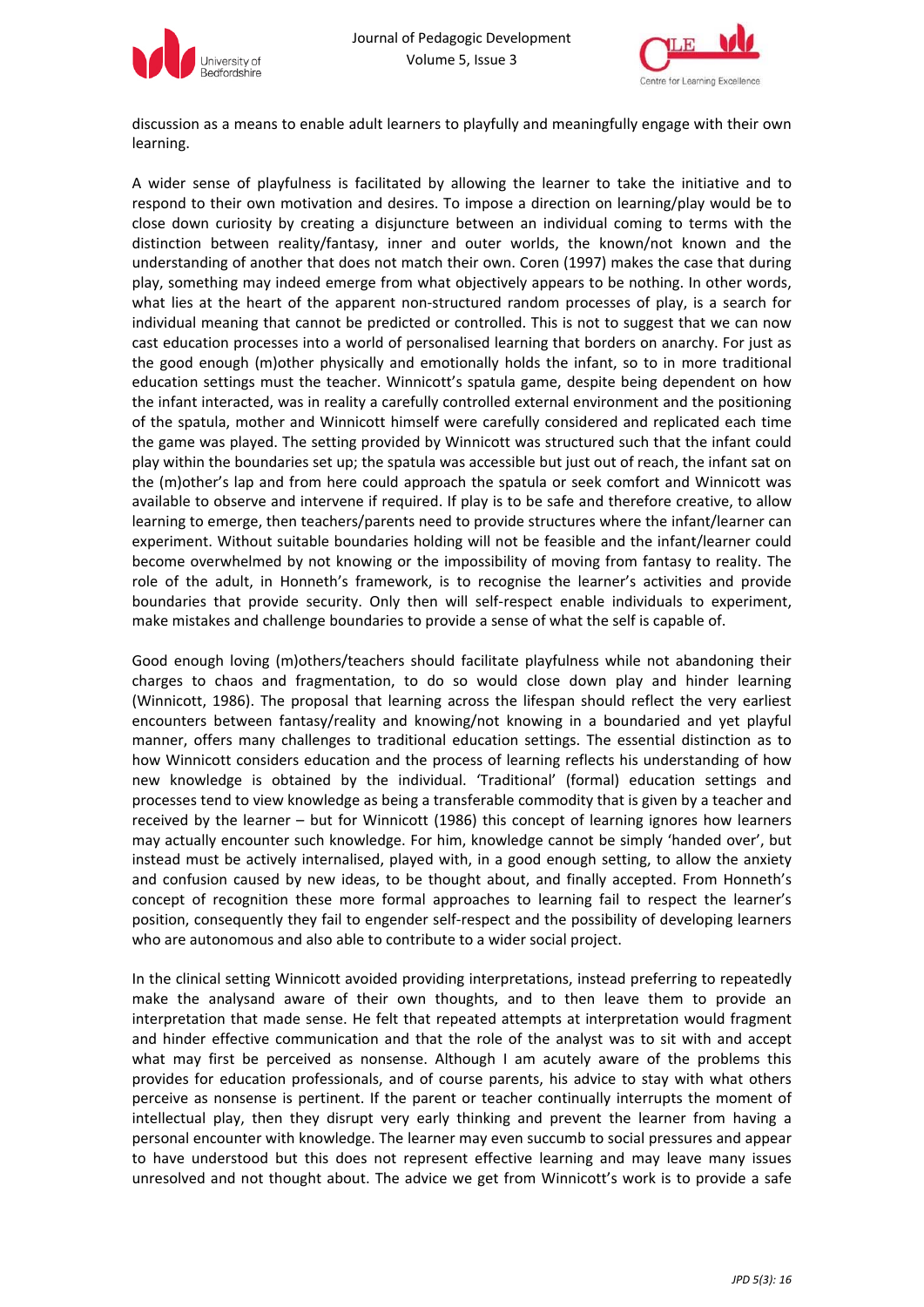discussion as a means to enable adult learners to playfully and meaningfully engage with their own learning.

A wider sense of playfulness is facilitated by allowing the learner to take the initiative and to respond to their own motivation and desires. To impose a direction on learning/play would be to close down curiosity by creating a disjuncture between an individual coming to terms with the distinction between reality/fantasy, inner and outer worlds, the known/not known and the understanding of another that does not match their own. Coren (1997) makes the case that during play, something may indeed emerge from what objectively appears to be nothing. In other words, what lies at the heart of the apparent non-structured random processes of play, is a search for individual meaning that cannot be predicted or controlled. This is not to suggest that we can now cast education processes into a world of personalised learning that borders on anarchy. For just as the good enough (m)other physically and emotionally holds the infant, so to in more traditional education settings must the teacher. Winnicott's spatula game, despite being dependent on how the infant interacted, was in reality a carefully controlled external environment and the positioning of the spatula, mother and Winnicott himself were carefully considered and replicated each time the game was played. The setting provided by Winnicott was structured such that the infant could play within the boundaries set up; the spatula was accessible but just out of reach, the infant sat on the (m)other's lap and from here could approach the spatula or seek comfort and Winnicott was available to observe and intervene if required. If play is to be safe and therefore creative, to allow learning to emerge, then teachers/parents need to provide structures where the infant/learner can experiment. Without suitable boundaries holding will not be feasible and the infant/learner could become overwhelmed by not knowing or the impossibility of moving from fantasy to reality. The role of the adult, in Honneth's framework, is to recognise the learner's activities and provide boundaries that provide security. Only then will self-respect enable individuals to experiment, make mistakes and challenge boundaries to provide a sense of what the self is capable of.

Good enough loving (m)others/teachers should facilitate playfulness while not abandoning their charges to chaos and fragmentation, to do so would close down play and hinder learning (Winnicott, 1986). The proposal that learning across the lifespan should reflect the very earliest encounters between fantasy/reality and knowing/not knowing in a boundaried and yet playful manner, offers many challenges to traditional education settings. The essential distinction as to how Winnicott considers education and the process of learning reflects his understanding of how new knowledge is obtained by the individual. 'Traditional' (formal) education settings and processes tend to view knowledge as being a transferable commodity that is given by a teacher and received by the learner – but for Winnicott (1986) this concept of learning ignores how learners may actually encounter such knowledge. For him, knowledge cannot be simply 'handed over', but instead must be actively internalised, played with, in a good enough setting, to allow the anxiety and confusion caused by new ideas, to be thought about, and finally accepted. From Honneth's concept of recognition these more formal approaches to learning fail to respect the learner's position, consequently they fail to engender self-respect and the possibility of developing learners who are autonomous and also able to contribute to a wider social project.

In the clinical setting Winnicott avoided providing interpretations, instead preferring to repeatedly make the analysand aware of their own thoughts, and to then leave them to provide an interpretation that made sense. He felt that repeated attempts at interpretation would fragment and hinder effective communication and that the role of the analyst was to sit with and accept what may first be perceived as nonsense. Although I am acutely aware of the problems this provides for education professionals, and of course parents, his advice to stay with what others perceive as nonsense is pertinent. If the parent or teacher continually interrupts the moment of intellectual play, then they disrupt very early thinking and prevent the learner from having a personal encounter with knowledge. The learner may even succumb to social pressures and appear to have understood but this does not represent effective learning and may leave many issues unresolved and not thought about. The advice we get from Winnicott's work is to provide a safe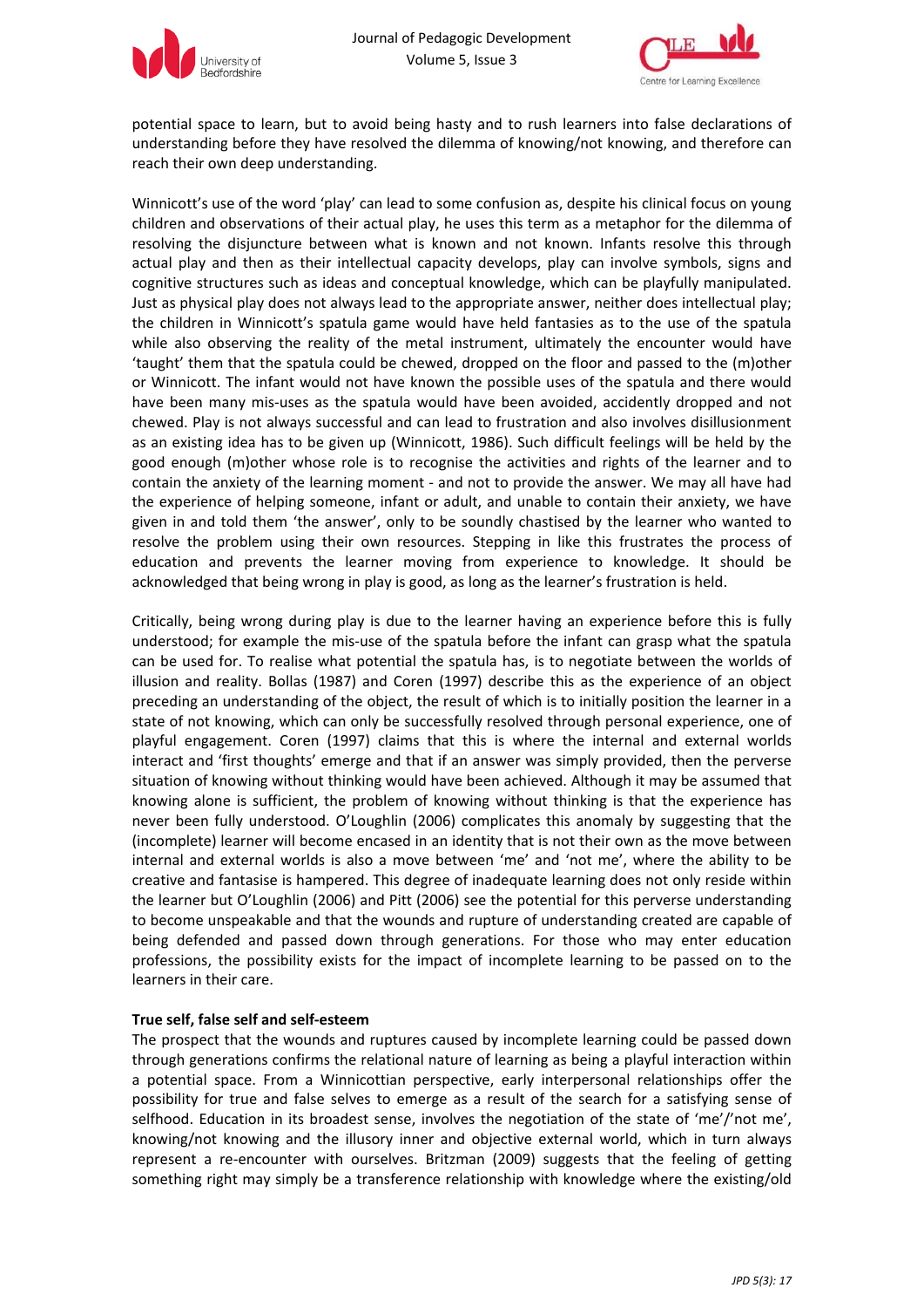potential space to learn, but to avoid being hasty and to rush learners into false declarations of understanding before they have resolved the dilemma of knowing/not knowing, and therefore can reach their own deep understanding.

Winnicott's use of the word 'play' can lead to some confusion as, despite his clinical focus on young children and observations of their actual play, he uses this term as a metaphor for the dilemma of resolving the disjuncture between what is known and not known. Infants resolve this through actual play and then as their intellectual capacity develops, play can involve symbols, signs and cognitive structures such as ideas and conceptual knowledge, which can be playfully manipulated. Just as physical play does not always lead to the appropriate answer, neither does intellectual play; the children in Winnicott's spatula game would have held fantasies as to the use of the spatula while also observing the reality of the metal instrument, ultimately the encounter would have 'taught' them that the spatula could be chewed, dropped on the floor and passed to the (m)other or Winnicott. The infant would not have known the possible uses of the spatula and there would have been many mis-uses as the spatula would have been avoided, accidently dropped and not chewed. Play is not always successful and can lead to frustration and also involves disillusionment as an existing idea has to be given up (Winnicott, 1986). Such difficult feelings will be held by the good enough (m)other whose role is to recognise the activities and rights of the learner and to contain the anxiety of the learning moment - and not to provide the answer. We may all have had the experience of helping someone, infant or adult, and unable to contain their anxiety, we have given in and told them 'the answer', only to be soundly chastised by the learner who wanted to resolve the problem using their own resources. Stepping in like this frustrates the process of education and prevents the learner moving from experience to knowledge. It should be acknowledged that being wrong in play is good, as long as the learner's frustration is held.

Critically, being wrong during play is due to the learner having an experience before this is fully understood; for example the mis-use of the spatula before the infant can grasp what the spatula can be used for. To realise what potential the spatula has, is to negotiate between the worlds of illusion and reality. Bollas (1987) and Coren (1997) describe this as the experience of an object preceding an understanding of the object, the result of which is to initially position the learner in a state of not knowing, which can only be successfully resolved through personal experience, one of playful engagement. Coren (1997) claims that this is where the internal and external worlds interact and 'first thoughts' emerge and that if an answer was simply provided, then the perverse situation of knowing without thinking would have been achieved. Although it may be assumed that knowing alone is sufficient, the problem of knowing without thinking is that the experience has never been fully understood. O'Loughlin (2006) complicates this anomaly by suggesting that the (incomplete) learner will become encased in an identity that is not their own as the move between internal and external worlds is also a move between 'me' and 'not me', where the ability to be creative and fantasise is hampered. This degree of inadequate learning does not only reside within the learner but O'Loughlin (2006) and Pitt (2006) see the potential for this perverse understanding to become unspeakable and that the wounds and rupture of understanding created are capable of being defended and passed down through generations. For those who may enter education professions, the possibility exists for the impact of incomplete learning to be passed on to the learners in their care.

**True self, false self and self-esteem**

The prospect that the wounds and ruptures caused by incomplete learning could be passed down through generations confirms the relational nature of learning as being a playful interaction within a potential space. From a Winnicottian perspective, early interpersonal relationships offer the possibility for true and false selves to emerge as a result of the search for a satisfying sense of selfhood. Education in its broadest sense, involves the negotiation of the state of 'me'/'not me', knowing/not knowing and the illusory inner and objective external world, which in turn always represent a re-encounter with ourselves. Britzman (2009) suggests that the feeling of getting something right may simply be a transference relationship with knowledge where the existing/old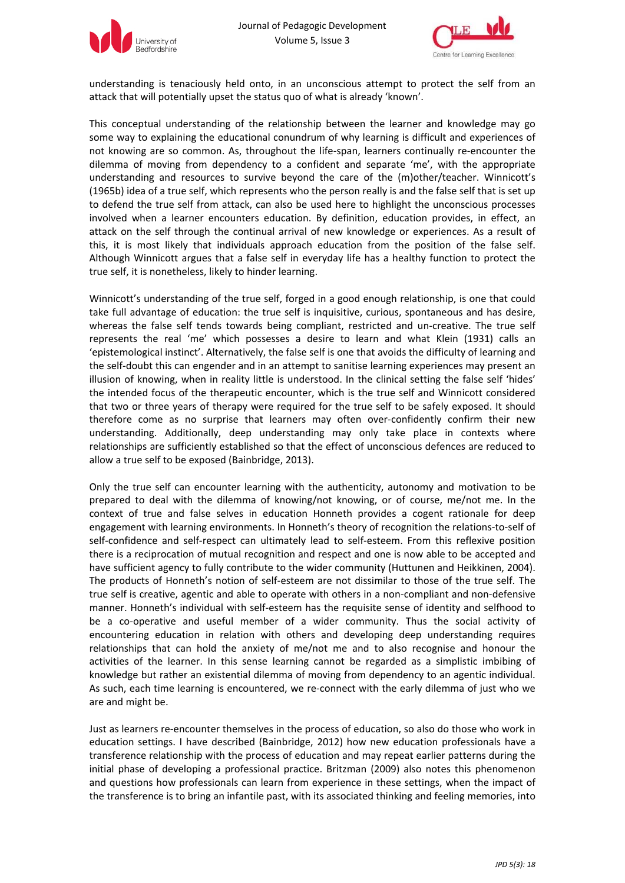understanding is tenaciously held onto, in an unconscious attempt to protect the self from an attack that will potentially upset the status quo of what is already 'known'.

This conceptual understanding of the relationship between the learner and knowledge may go some way to explaining the educational conundrum of why learning is difficult and experiences of not knowing are so common. As, throughout the life-span, learners continually re-encounter the dilemma of moving from dependency to a confident and separate 'me', with the appropriate understanding and resources to survive beyond the care of the (m)other/teacher. Winnicott's (1965b) idea of a true self, which represents who the person really is and the false self that is set up to defend the true self from attack, can also be used here to highlight the unconscious processes involved when a learner encounters education. By definition, education provides, in effect, an attack on the self through the continual arrival of new knowledge or experiences. As a result of this, it is most likely that individuals approach education from the position of the false self. Although Winnicott argues that a false self in everyday life has a healthy function to protect the true self, it is nonetheless, likely to hinder learning.

Winnicott's understanding of the true self, forged in a good enough relationship, is one that could take full advantage of education: the true self is inquisitive, curious, spontaneous and has desire, whereas the false self tends towards being compliant, restricted and un-creative. The true self represents the real 'me' which possesses a desire to learn and what Klein (1931) calls an 'epistemological instinct'. Alternatively, the false self is one that avoids the difficulty of learning and the self-doubt this can engender and in an attempt to sanitise learning experiences may present an illusion of knowing, when in reality little is understood. In the clinical setting the false self 'hides' the intended focus of the therapeutic encounter, which is the true self and Winnicott considered that two or three years of therapy were required for the true self to be safely exposed. It should therefore come as no surprise that learners may often over-confidently confirm their new understanding. Additionally, deep understanding may only take place in contexts where relationships are sufficiently established so that the effect of unconscious defences are reduced to allow a true self to be exposed (Bainbridge, 2013).

Only the true self can encounter learning with the authenticity, autonomy and motivation to be prepared to deal with the dilemma of knowing/not knowing, or of course, me/not me. In the context of true and false selves in education Honneth provides a cogent rationale for deep engagement with learning environments. In Honneth's theory of recognition the relations-to-self of self-confidence and self-respect can ultimately lead to self-esteem. From this reflexive position there is a reciprocation of mutual recognition and respect and one is now able to be accepted and have sufficient agency to fully contribute to the wider community (Huttunen and Heikkinen, 2004). The products of Honneth's notion of self-esteem are not dissimilar to those of the true self. The true self is creative, agentic and able to operate with others in a non-compliant and non-defensive manner. Honneth's individual with self-esteem has the requisite sense of identity and selfhood to be a co-operative and useful member of a wider community. Thus the social activity of encountering education in relation with others and developing deep understanding requires relationships that can hold the anxiety of me/not me and to also recognise and honour the activities of the learner. In this sense learning cannot be regarded as a simplistic imbibing of knowledge but rather an existential dilemma of moving from dependency to an agentic individual. As such, each time learning is encountered, we re-connect with the early dilemma of just who we are and might be.

Just as learners re-encounter themselves in the process of education, so also do those who work in education settings. I have described (Bainbridge, 2012) how new education professionals have a transference relationship with the process of education and may repeat earlier patterns during the initial phase of developing a professional practice. Britzman (2009) also notes this phenomenon and questions how professionals can learn from experience in these settings, when the impact of the transference is to bring an infantile past, with its associated thinking and feeling memories, into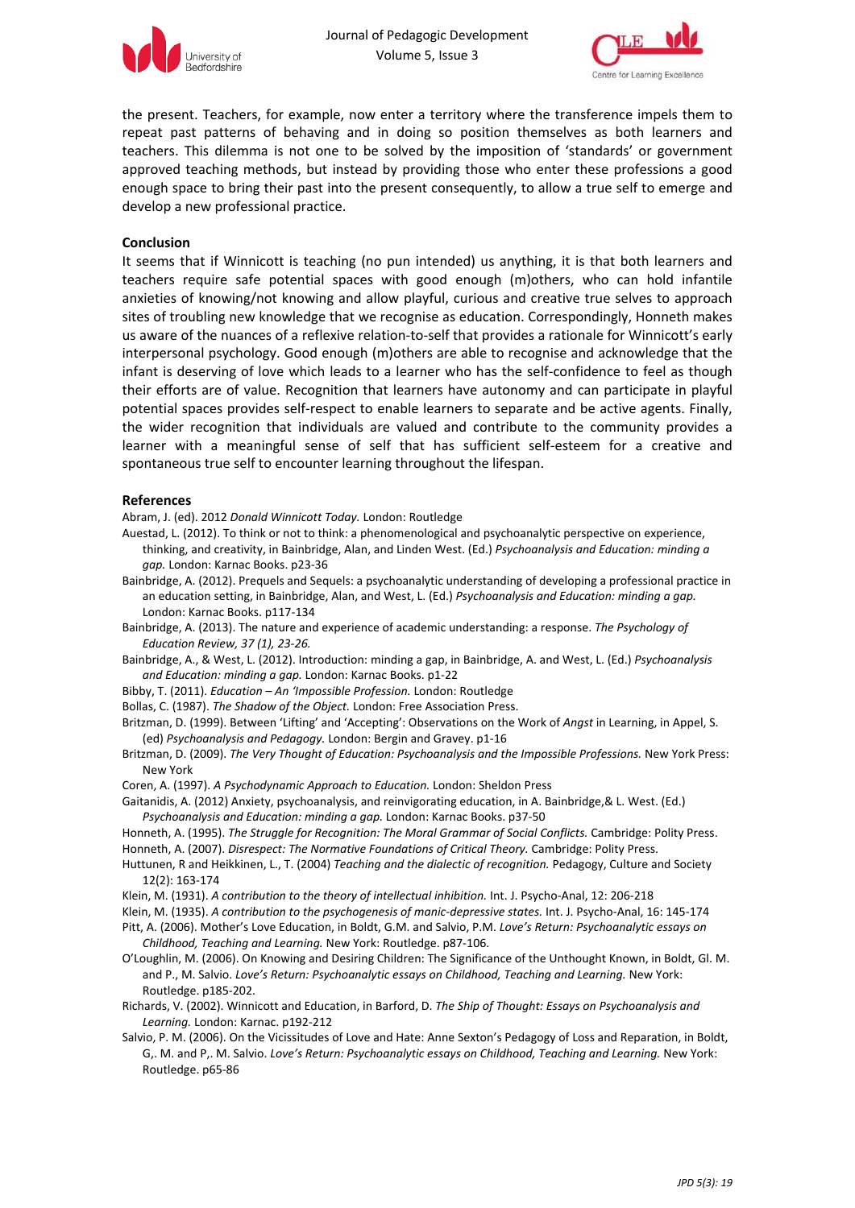the present. Teachers, for example, now enter a territory where the transference impels them to repeat past patterns of behaving and in doing so position themselves as both learners and teachers. This dilemma is not one to be solved by the imposition of 'standards' or government approved teaching methods, but instead by providing those who enter these professions a good enough space to bring their past into the present consequently, to allow a true self to emerge and develop a new professional practice.

## Conclusion

It seems that if Winnicott is teaching (no pun intended) us anything, it is that both learners and teachers require safe potential spaces with good enough (m)others, who can hold infantile anxieties of knowing/not knowing and allow playful, curious and creative true selves to approach sites of troubling new knowledge that we recognise as education. Correspondingly, Honneth makes us aware of the nuances of a reflexive relation-to-self that provides a rationale for Winnicott's early interpersonal psychology. Good enough (m)others are able to recognise and acknowledge that the infant is deserving of love which leads to a learner who has the self-confidence to feel as though their efforts are of value. Recognition that learners have autonomy and can participate in playful potential spaces provides self-respect to enable learners to separate and be active agents. Finally, the wider recognition that individuals are valued and contribute to the community provides a learner with a meaningful sense of self that has sufficient self-esteem for a creative and spontaneous true self to encounter learning throughout the lifespan.

## References

Abram, J. (ed). 2012 *Donald Winnicott Today.* London: Routledge

Auestad, L. (2012). To think or not to think: a phenomenological and psychoanalytic perspective on experience, thinking, and creativity, in Bainbridge, Alan, and Linden West. (Ed.) *Psychoanalysis and Education: minding a gap.* London: Karnac Books. p23-36

Bainbridge, A. (2012). Prequels and Sequels: a psychoanalytic understanding of developing a professional practice in an education setting, in Bainbridge, Alan, and West, L. (Ed.) *Psychoanalysis and Education: minding a gap.* London: Karnac Books. p117-134

Bainbridge, A. (2013). The nature and experience of academic understanding: a response. *The Psychology of Education Review, 37 (1), 23-26.*

Bainbridge, A., & West, L. (2012). Introduction: minding a gap, in Bainbridge, A. and West, L. (Ed.) *Psychoanalysis and Education: minding a gap.* London: Karnac Books. p1-22

Bibby, T. (2011). *Education – An 'Impossible Profession.* London: Routledge

Bollas, C. (1987). *The Shadow of the Object.* London: Free Association Press.

Britzman, D. (1999). Between 'Lifting' and 'Accepting': Observations on the Work of *Angst* in Learning, in Appel, S. (ed) *Psychoanalysis and Pedagogy.* London: Bergin and Gravey. p1-16

Britzman, D. (2009). *The Very Thought of Education: Psychoanalysis and the Impossible Professions.* New York Press: New York

Coren, A. (1997). *A Psychodynamic Approach to Education.* London: Sheldon Press

Gaitanidis, A. (2012) Anxiety, psychoanalysis, and reinvigorating education, in A. Bainbridge,& L. West. (Ed.) *Psychoanalysis and Education: minding a gap.* London: Karnac Books. p37-50

Honneth, A. (1995). *The Struggle for Recognition: The Moral Grammar of Social Conflicts.* Cambridge: Polity Press.

Honneth, A. (2007). *Disrespect: The Normative Foundations of Critical Theory.* Cambridge: Polity Press.

Huttunen, R and Heikkinen, L., T. (2004) *Teaching and the dialectic of recognition.* Pedagogy, Culture and Society 12(2): 163-174

Klein, M. (1931). *A contribution to the theory of intellectual inhibition.* Int. J. Psycho-Anal, 12: 206-218

Klein, M. (1935). *A contribution to the psychogenesis of manic-depressive states.* Int. J. Psycho-Anal, 16: 145-174

Pitt, A. (2006). Mother's Love Education, in Boldt, G.M. and Salvio, P.M. *Love's Return: Psychoanalytic essays on Childhood, Teaching and Learning.* New York: Routledge. p87-106.

O'Loughlin, M. (2006). On Knowing and Desiring Children: The Significance of the Unthought Known, in Boldt, Gl. M. and P., M. Salvio. *Love's Return: Psychoanalytic essays on Childhood, Teaching and Learning.* New York: Routledge. p185-202.

Richards, V. (2002). Winnicott and Education, in Barford, D. *The Ship of Thought: Essays on Psychoanalysis and Learning.* London: Karnac. p192-212

Salvio, P. M. (2006). On the Vicissitudes of Love and Hate: Anne Sexton's Pedagogy of Loss and Reparation, in Boldt, G,. M. and P,. M. Salvio. *Love's Return: Psychoanalytic essays on Childhood, Teaching and Learning.* New York: Routledge. p65-86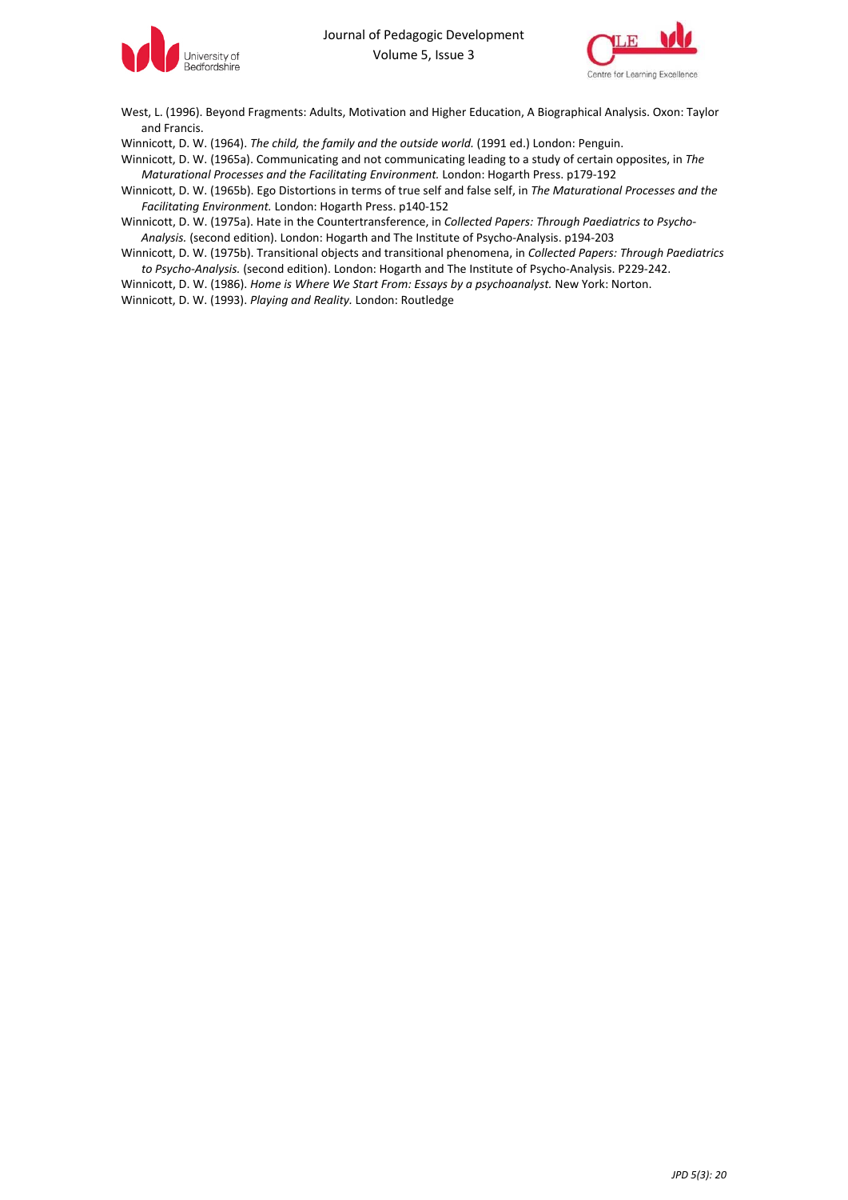West, L. (1996). Beyond Fragments: Adults, Motivation and Higher Education, A Biographical Analysis. Oxon: Taylor and Francis.

Winnicott, D. W. (1964). *The child, the family and the outside world.* (1991 ed.) London: Penguin.

Winnicott, D. W. (1965a). Communicating and not communicating leading to a study of certain opposites, in *The Maturational Processes and the Facilitating Environment.* London: Hogarth Press. p179-192

Winnicott, D. W. (1965b). Ego Distortions in terms of true self and false self, in *The Maturational Processes and the Facilitating Environment.* London: Hogarth Press. p140-152

Winnicott, D. W. (1975a). Hate in the Countertransference, in *Collected Papers: Through Paediatrics to Psycho-Analysis.* (second edition). London: Hogarth and The Institute of Psycho-Analysis. p194-203

Winnicott, D. W. (1975b). Transitional objects and transitional phenomena, in *Collected Papers: Through Paediatrics to Psycho-Analysis.* (second edition). London: Hogarth and The Institute of Psycho-Analysis. P229-242.

Winnicott, D. W. (1986). *Home is Where We Start From: Essays by a psychoanalyst.* New York: Norton.

Winnicott, D. W. (1993). *Playing and Reality.* London: Routledge